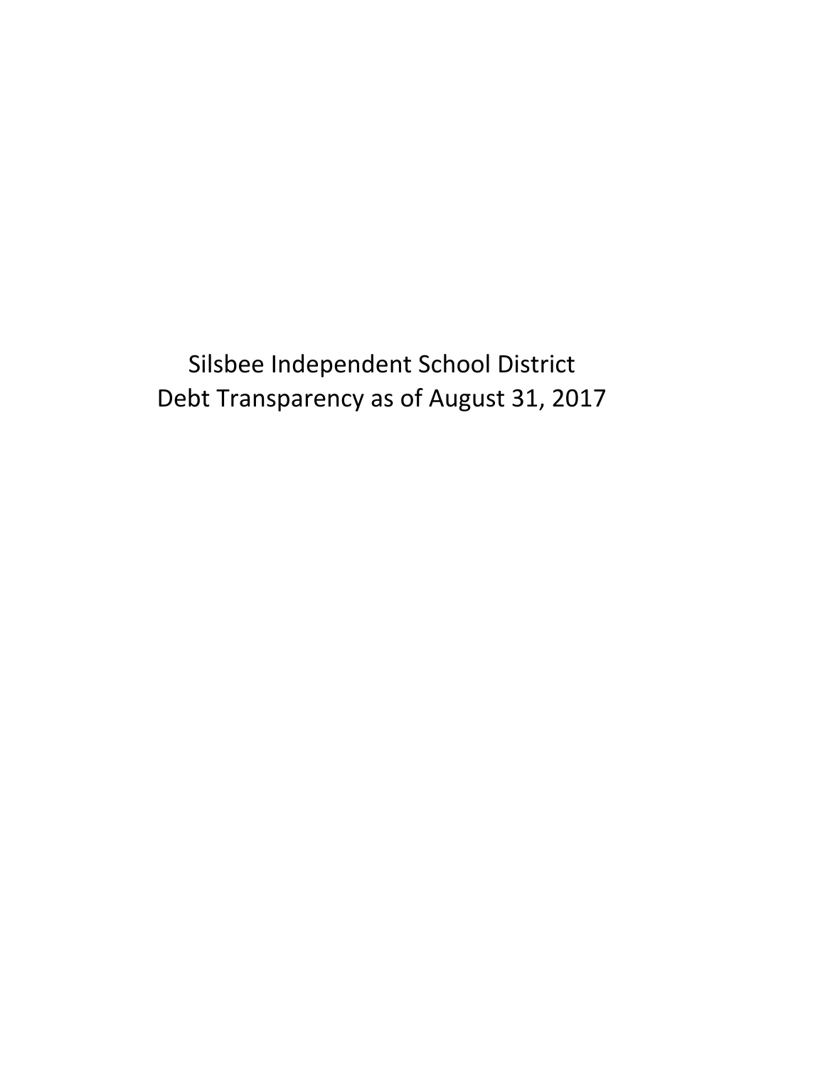# Silsbee Independent School District
# Debt Transparency as of August 31, 2017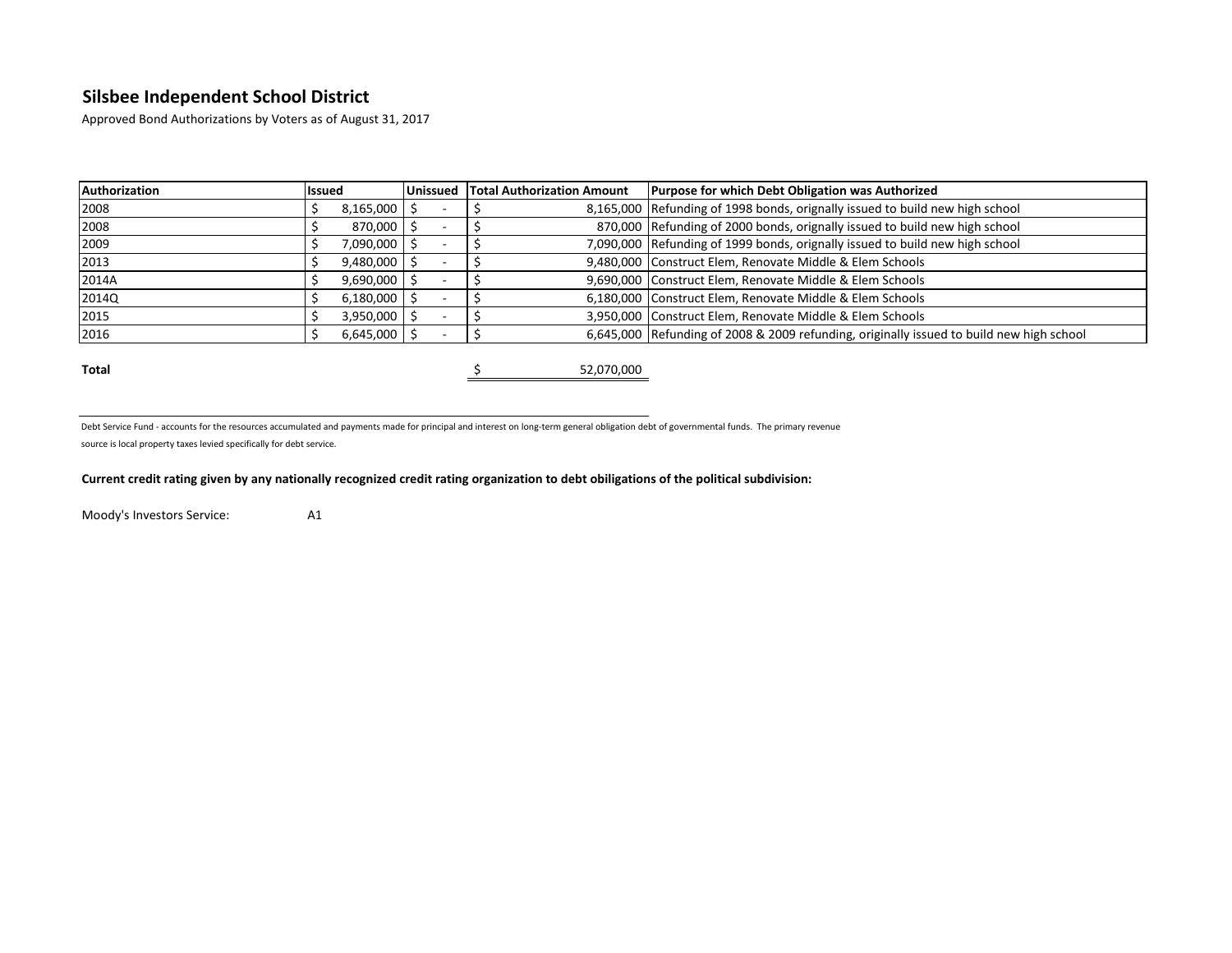## Silsbee Independent School District

Approved Bond Authorizations by Voters as of August 31, 2017

| Authorization | Issued | Unissued | Total Authorization Amount | Purpose for which Debt Obligation was Authorized |
|---|---|---|---|---|
| 2008 | $ 8,165,000 | $ - | $ 8,165,000 | Refunding of 1998 bonds, orignally issued to build new high school |
| 2008 | $ 870,000 | $ - | $ 870,000 | Refunding of 2000 bonds, orignally issued to build new high school |
| 2009 | $ 7,090,000 | $ - | $ 7,090,000 | Refunding of 1999 bonds, orignally issued to build new high school |
| 2013 | $ 9,480,000 | $ - | $ 9,480,000 | Construct Elem, Renovate Middle & Elem Schools |
| 2014A | $ 9,690,000 | $ - | $ 9,690,000 | Construct Elem, Renovate Middle & Elem Schools |
| 2014Q | $ 6,180,000 | $ - | $ 6,180,000 | Construct Elem, Renovate Middle & Elem Schools |
| 2015 | $ 3,950,000 | $ - | $ 3,950,000 | Construct Elem, Renovate Middle & Elem Schools |
| 2016 | $ 6,645,000 | $ - | $ 6,645,000 | Refunding of 2008 & 2009 refunding, originally issued to build new high school |
| **Total** | | | $ 52,070,000 | |

Debt Service Fund - accounts for the resources accumulated and payments made for principal and interest on long-term general obligation debt of governmental funds. The primary revenue source is local property taxes levied specifically for debt service.

**Current credit rating given by any nationally recognized credit rating organization to debt obiligations of the political subdivision:**

Moody's Investors Service: A1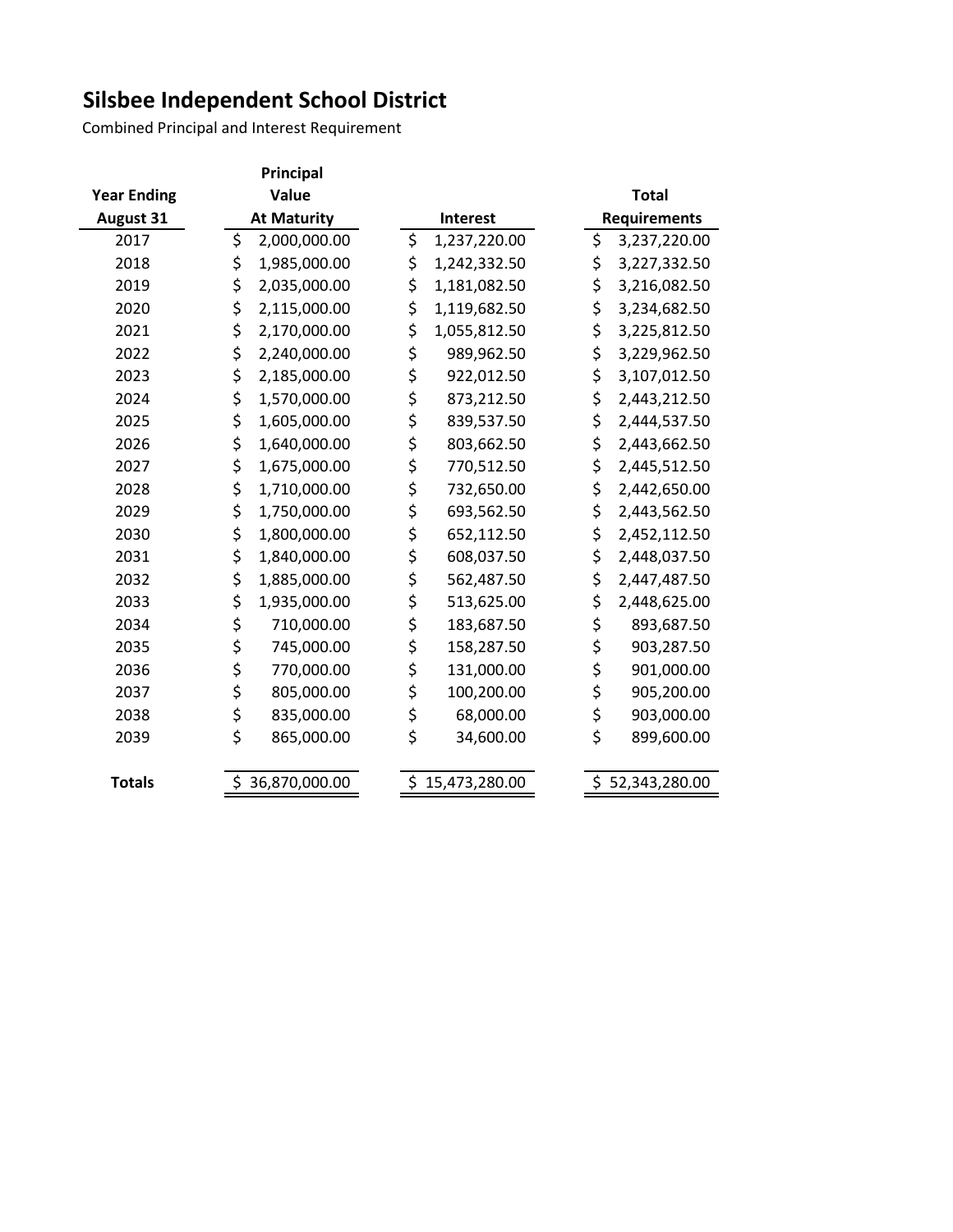# Silsbee Independent School District

Combined Principal and Interest Requirement

| Year Ending August 31 | Principal Value At Maturity | Interest | Total Requirements |
|---|---|---|---|
| 2017 | $ 2,000,000.00 | $ 1,237,220.00 | $ 3,237,220.00 |
| 2018 | $ 1,985,000.00 | $ 1,242,332.50 | $ 3,227,332.50 |
| 2019 | $ 2,035,000.00 | $ 1,181,082.50 | $ 3,216,082.50 |
| 2020 | $ 2,115,000.00 | $ 1,119,682.50 | $ 3,234,682.50 |
| 2021 | $ 2,170,000.00 | $ 1,055,812.50 | $ 3,225,812.50 |
| 2022 | $ 2,240,000.00 | $ 989,962.50 | $ 3,229,962.50 |
| 2023 | $ 2,185,000.00 | $ 922,012.50 | $ 3,107,012.50 |
| 2024 | $ 1,570,000.00 | $ 873,212.50 | $ 2,443,212.50 |
| 2025 | $ 1,605,000.00 | $ 839,537.50 | $ 2,444,537.50 |
| 2026 | $ 1,640,000.00 | $ 803,662.50 | $ 2,443,662.50 |
| 2027 | $ 1,675,000.00 | $ 770,512.50 | $ 2,445,512.50 |
| 2028 | $ 1,710,000.00 | $ 732,650.00 | $ 2,442,650.00 |
| 2029 | $ 1,750,000.00 | $ 693,562.50 | $ 2,443,562.50 |
| 2030 | $ 1,800,000.00 | $ 652,112.50 | $ 2,452,112.50 |
| 2031 | $ 1,840,000.00 | $ 608,037.50 | $ 2,448,037.50 |
| 2032 | $ 1,885,000.00 | $ 562,487.50 | $ 2,447,487.50 |
| 2033 | $ 1,935,000.00 | $ 513,625.00 | $ 2,448,625.00 |
| 2034 | $ 710,000.00 | $ 183,687.50 | $ 893,687.50 |
| 2035 | $ 745,000.00 | $ 158,287.50 | $ 903,287.50 |
| 2036 | $ 770,000.00 | $ 131,000.00 | $ 901,000.00 |
| 2037 | $ 805,000.00 | $ 100,200.00 | $ 905,200.00 |
| 2038 | $ 835,000.00 | $ 68,000.00 | $ 903,000.00 |
| 2039 | $ 865,000.00 | $ 34,600.00 | $ 899,600.00 |
| **Totals** | $ 36,870,000.00 | $ 15,473,280.00 | $ 52,343,280.00 |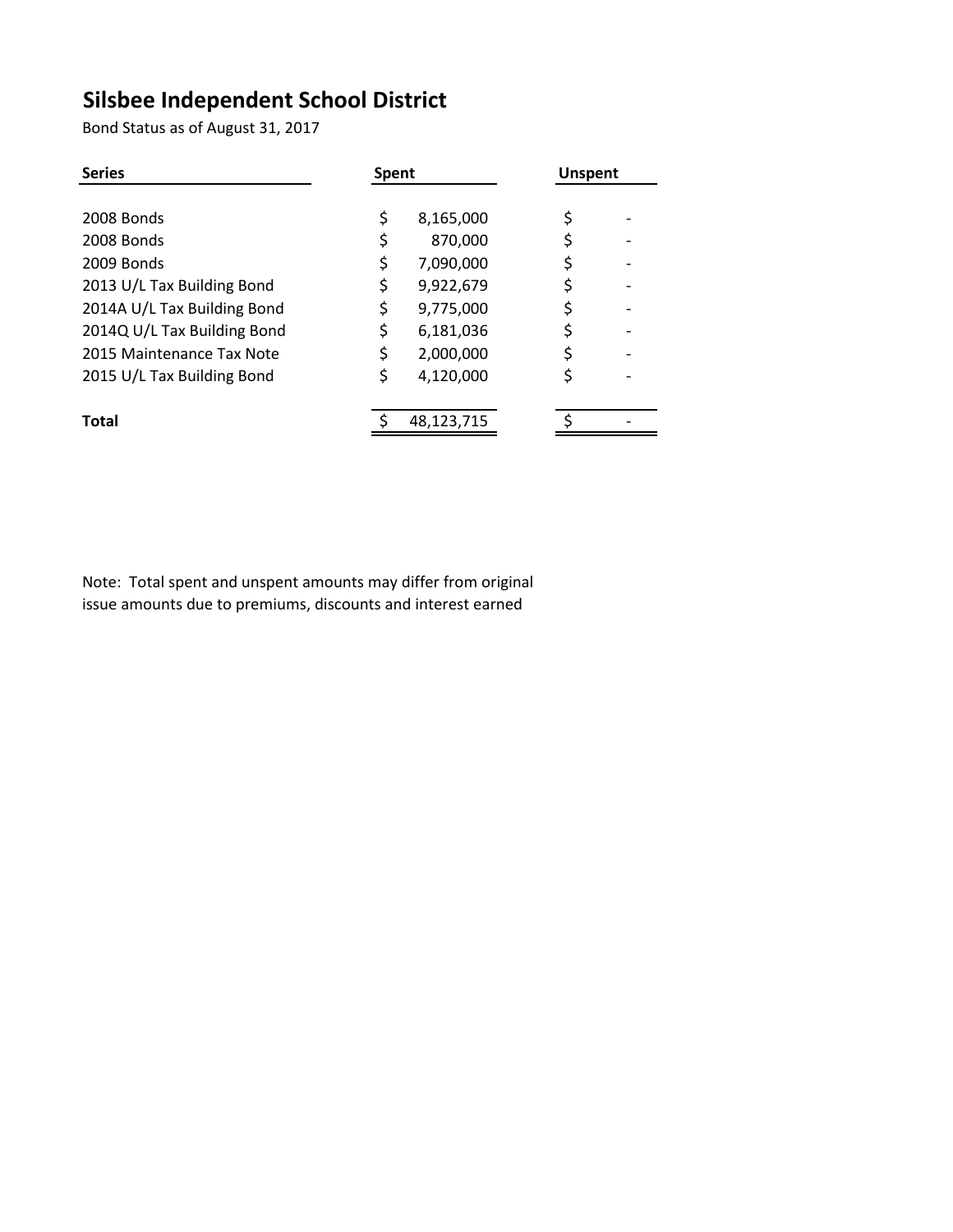# Silsbee Independent School District

Bond Status as of August 31, 2017

| Series | Spent | Unspent |
|---|---|---|
| 2008 Bonds | $ 8,165,000 | $ - |
| 2008 Bonds | $ 870,000 | $ - |
| 2009 Bonds | $ 7,090,000 | $ - |
| 2013 U/L Tax Building Bond | $ 9,922,679 | $ - |
| 2014A U/L Tax Building Bond | $ 9,775,000 | $ - |
| 2014Q U/L Tax Building Bond | $ 6,181,036 | $ - |
| 2015 Maintenance Tax Note | $ 2,000,000 | $ - |
| 2015 U/L Tax Building Bond | $ 4,120,000 | $ - |
| **Total** | $ 48,123,715 | $ - |

Note: Total spent and unspent amounts may differ from original issue amounts due to premiums, discounts and interest earned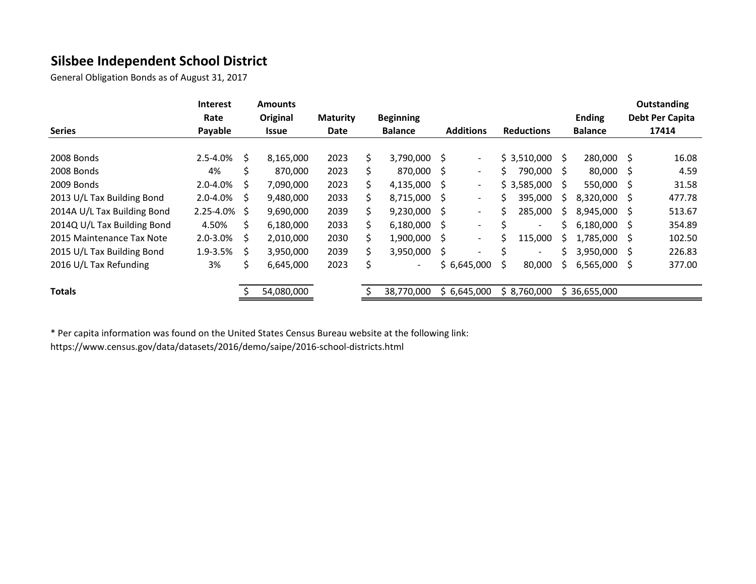# Silsbee Independent School District

General Obligation Bonds as of August 31, 2017

| Series | Interest Rate Payable | Amounts Original Issue | Maturity Date | Beginning Balance | Additions | Reductions | Ending Balance | Outstanding Debt Per Capita 17414 |
|---|---|---|---|---|---|---|---|---|
| 2008 Bonds | 2.5-4.0% | $ 8,165,000 | 2023 | $ 3,790,000 | $ - | $ 3,510,000 | $ 280,000 | $ 16.08 |
| 2008 Bonds | 4% | $ 870,000 | 2023 | $ 870,000 | $ - | $ 790,000 | $ 80,000 | $ 4.59 |
| 2009 Bonds | 2.0-4.0% | $ 7,090,000 | 2023 | $ 4,135,000 | $ - | $ 3,585,000 | $ 550,000 | $ 31.58 |
| 2013 U/L Tax Building Bond | 2.0-4.0% | $ 9,480,000 | 2033 | $ 8,715,000 | $ - | $ 395,000 | $ 8,320,000 | $ 477.78 |
| 2014A U/L Tax Building Bond | 2.25-4.0% | $ 9,690,000 | 2039 | $ 9,230,000 | $ - | $ 285,000 | $ 8,945,000 | $ 513.67 |
| 2014Q U/L Tax Building Bond | 4.50% | $ 6,180,000 | 2033 | $ 6,180,000 | $ - | $ - | $ 6,180,000 | $ 354.89 |
| 2015 Maintenance Tax Note | 2.0-3.0% | $ 2,010,000 | 2030 | $ 1,900,000 | $ - | $ 115,000 | $ 1,785,000 | $ 102.50 |
| 2015 U/L Tax Building Bond | 1.9-3.5% | $ 3,950,000 | 2039 | $ 3,950,000 | $ - | $ - | $ 3,950,000 | $ 226.83 |
| 2016 U/L Tax Refunding | 3% | $ 6,645,000 | 2023 | $ - | $ 6,645,000 | $ 80,000 | $ 6,565,000 | $ 377.00 |
| **Totals** | | $ 54,080,000 | | $ 38,770,000 | $ 6,645,000 | $ 8,760,000 | $ 36,655,000 | |

* Per capita information was found on the United States Census Bureau website at the following link:
https://www.census.gov/data/datasets/2016/demo/saipe/2016-school-districts.html